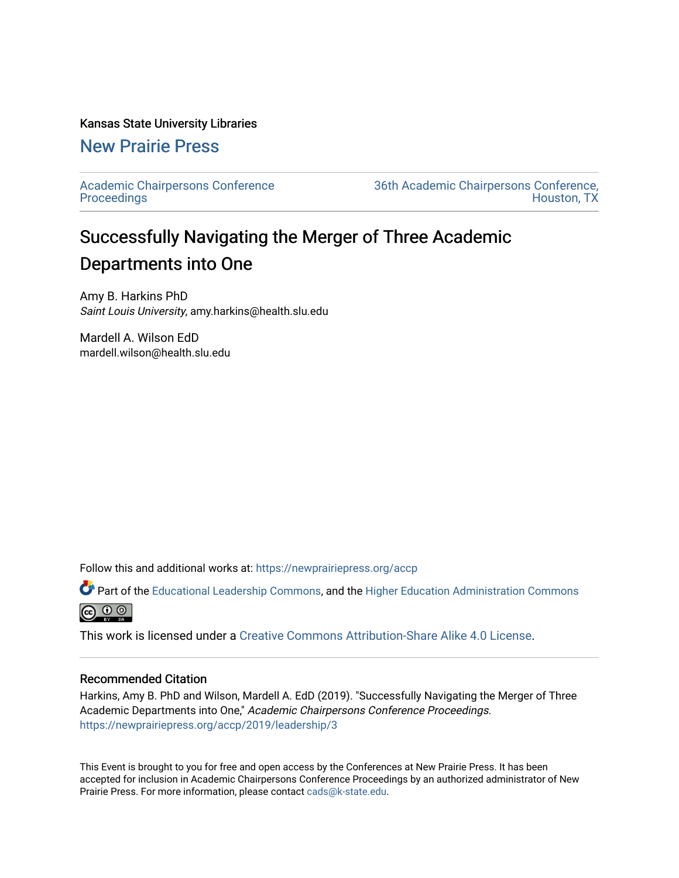Kansas State University Libraries

New Prairie Press

Academic Chairpersons Conference Proceedings | 36th Academic Chairpersons Conference, Houston, TX

# Successfully Navigating the Merger of Three Academic Departments into One

Amy B. Harkins PhD
*Saint Louis University*, amy.harkins@health.slu.edu

Mardell A. Wilson EdD
mardell.wilson@health.slu.edu

Follow this and additional works at: https://newprairiepress.org/accp

Part of the Educational Leadership Commons, and the Higher Education Administration Commons

This work is licensed under a Creative Commons Attribution-Share Alike 4.0 License.

## Recommended Citation

Harkins, Amy B. PhD and Wilson, Mardell A. EdD (2019). "Successfully Navigating the Merger of Three Academic Departments into One," *Academic Chairpersons Conference Proceedings*.
https://newprairiepress.org/accp/2019/leadership/3

This Event is brought to you for free and open access by the Conferences at New Prairie Press. It has been accepted for inclusion in Academic Chairpersons Conference Proceedings by an authorized administrator of New Prairie Press. For more information, please contact cads@k-state.edu.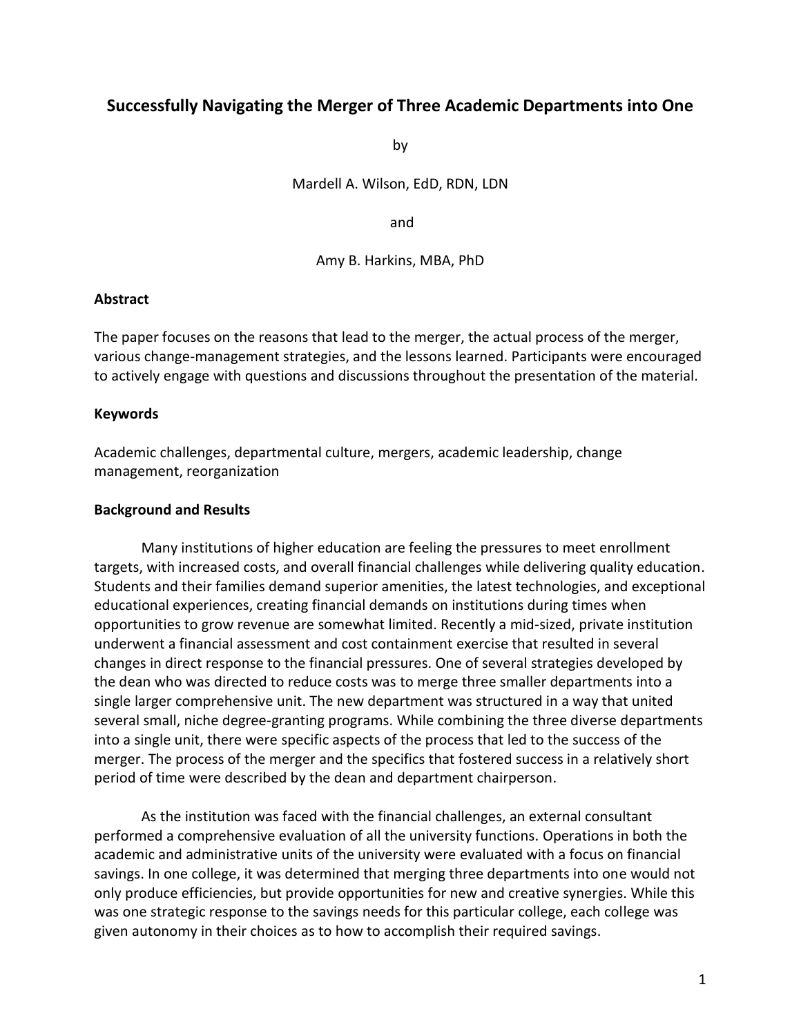# Successfully Navigating the Merger of Three Academic Departments into One

by

Mardell A. Wilson, EdD, RDN, LDN

and

Amy B. Harkins, MBA, PhD

## Abstract

The paper focuses on the reasons that lead to the merger, the actual process of the merger, various change-management strategies, and the lessons learned. Participants were encouraged to actively engage with questions and discussions throughout the presentation of the material.

## Keywords

Academic challenges, departmental culture, mergers, academic leadership, change management, reorganization

## Background and Results

Many institutions of higher education are feeling the pressures to meet enrollment targets, with increased costs, and overall financial challenges while delivering quality education. Students and their families demand superior amenities, the latest technologies, and exceptional educational experiences, creating financial demands on institutions during times when opportunities to grow revenue are somewhat limited. Recently a mid-sized, private institution underwent a financial assessment and cost containment exercise that resulted in several changes in direct response to the financial pressures. One of several strategies developed by the dean who was directed to reduce costs was to merge three smaller departments into a single larger comprehensive unit. The new department was structured in a way that united several small, niche degree-granting programs. While combining the three diverse departments into a single unit, there were specific aspects of the process that led to the success of the merger. The process of the merger and the specifics that fostered success in a relatively short period of time were described by the dean and department chairperson.

As the institution was faced with the financial challenges, an external consultant performed a comprehensive evaluation of all the university functions. Operations in both the academic and administrative units of the university were evaluated with a focus on financial savings. In one college, it was determined that merging three departments into one would not only produce efficiencies, but provide opportunities for new and creative synergies. While this was one strategic response to the savings needs for this particular college, each college was given autonomy in their choices as to how to accomplish their required savings.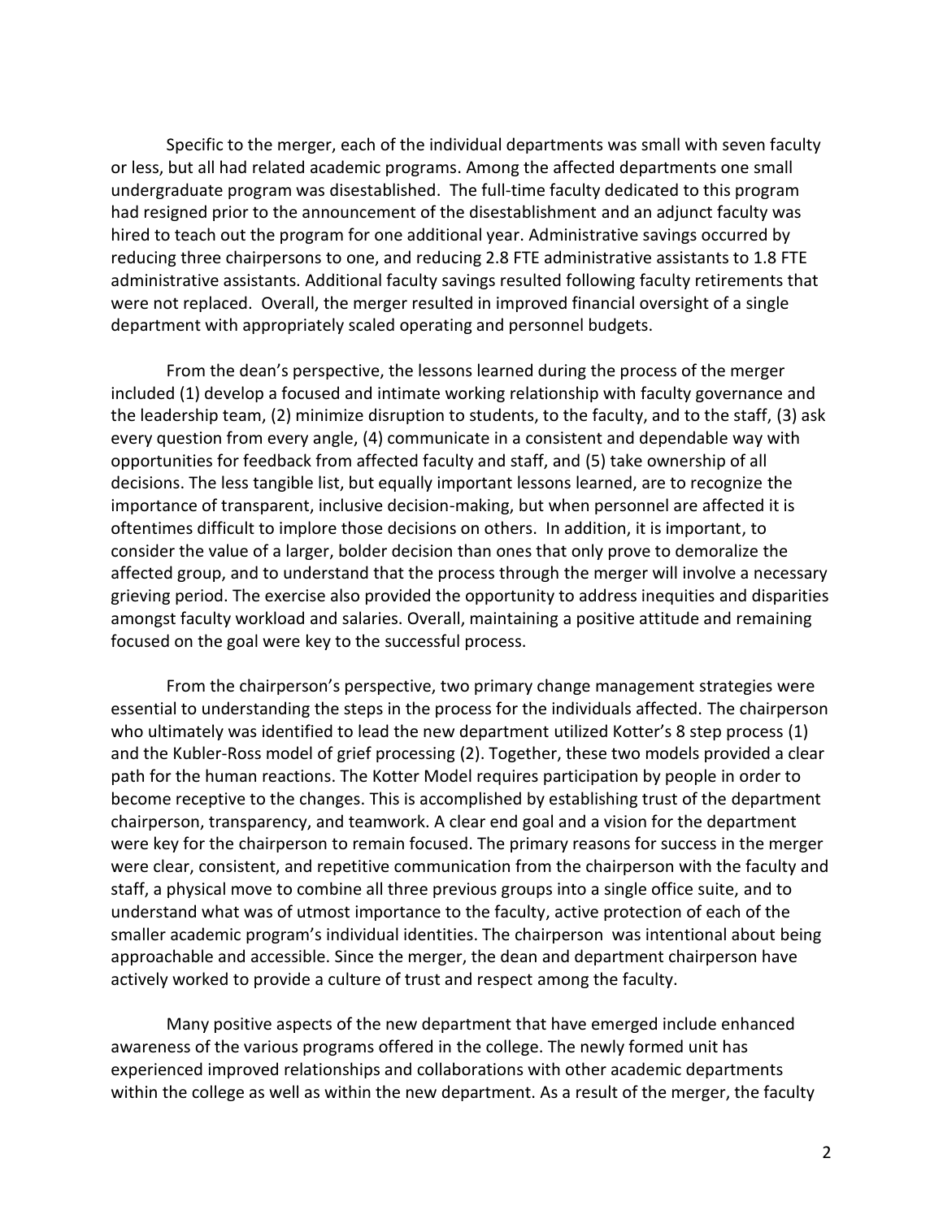Specific to the merger, each of the individual departments was small with seven faculty or less, but all had related academic programs. Among the affected departments one small undergraduate program was disestablished. The full-time faculty dedicated to this program had resigned prior to the announcement of the disestablishment and an adjunct faculty was hired to teach out the program for one additional year. Administrative savings occurred by reducing three chairpersons to one, and reducing 2.8 FTE administrative assistants to 1.8 FTE administrative assistants. Additional faculty savings resulted following faculty retirements that were not replaced. Overall, the merger resulted in improved financial oversight of a single department with appropriately scaled operating and personnel budgets.

From the dean's perspective, the lessons learned during the process of the merger included (1) develop a focused and intimate working relationship with faculty governance and the leadership team, (2) minimize disruption to students, to the faculty, and to the staff, (3) ask every question from every angle, (4) communicate in a consistent and dependable way with opportunities for feedback from affected faculty and staff, and (5) take ownership of all decisions. The less tangible list, but equally important lessons learned, are to recognize the importance of transparent, inclusive decision-making, but when personnel are affected it is oftentimes difficult to implore those decisions on others. In addition, it is important, to consider the value of a larger, bolder decision than ones that only prove to demoralize the affected group, and to understand that the process through the merger will involve a necessary grieving period. The exercise also provided the opportunity to address inequities and disparities amongst faculty workload and salaries. Overall, maintaining a positive attitude and remaining focused on the goal were key to the successful process.

From the chairperson's perspective, two primary change management strategies were essential to understanding the steps in the process for the individuals affected. The chairperson who ultimately was identified to lead the new department utilized Kotter's 8 step process (1) and the Kubler-Ross model of grief processing (2). Together, these two models provided a clear path for the human reactions. The Kotter Model requires participation by people in order to become receptive to the changes. This is accomplished by establishing trust of the department chairperson, transparency, and teamwork. A clear end goal and a vision for the department were key for the chairperson to remain focused. The primary reasons for success in the merger were clear, consistent, and repetitive communication from the chairperson with the faculty and staff, a physical move to combine all three previous groups into a single office suite, and to understand what was of utmost importance to the faculty, active protection of each of the smaller academic program's individual identities. The chairperson was intentional about being approachable and accessible. Since the merger, the dean and department chairperson have actively worked to provide a culture of trust and respect among the faculty.

Many positive aspects of the new department that have emerged include enhanced awareness of the various programs offered in the college. The newly formed unit has experienced improved relationships and collaborations with other academic departments within the college as well as within the new department. As a result of the merger, the faculty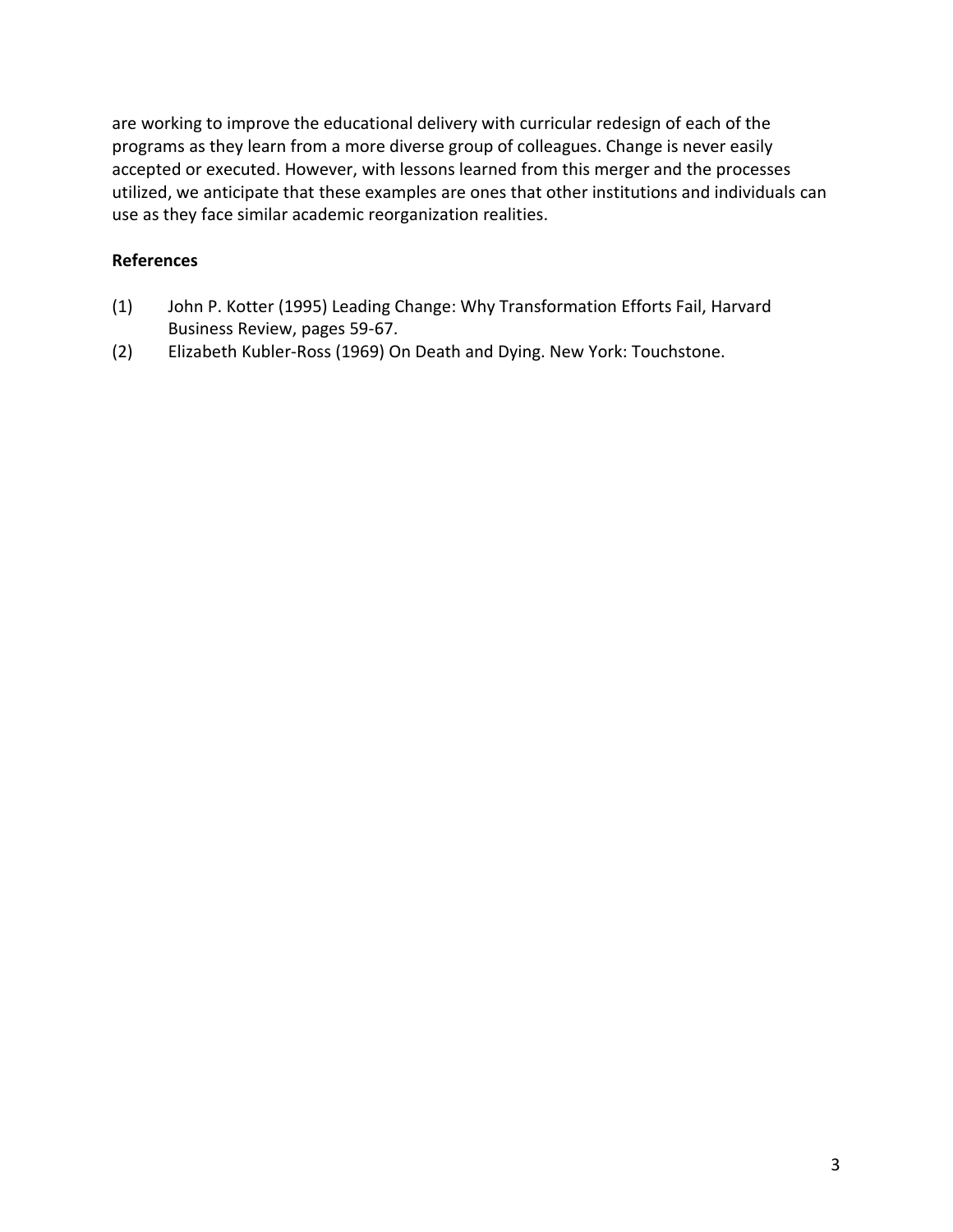are working to improve the educational delivery with curricular redesign of each of the programs as they learn from a more diverse group of colleagues. Change is never easily accepted or executed. However, with lessons learned from this merger and the processes utilized, we anticipate that these examples are ones that other institutions and individuals can use as they face similar academic reorganization realities.

**References**

(1) John P. Kotter (1995) Leading Change: Why Transformation Efforts Fail, Harvard Business Review, pages 59-67.

(2) Elizabeth Kubler-Ross (1969) On Death and Dying. New York: Touchstone.